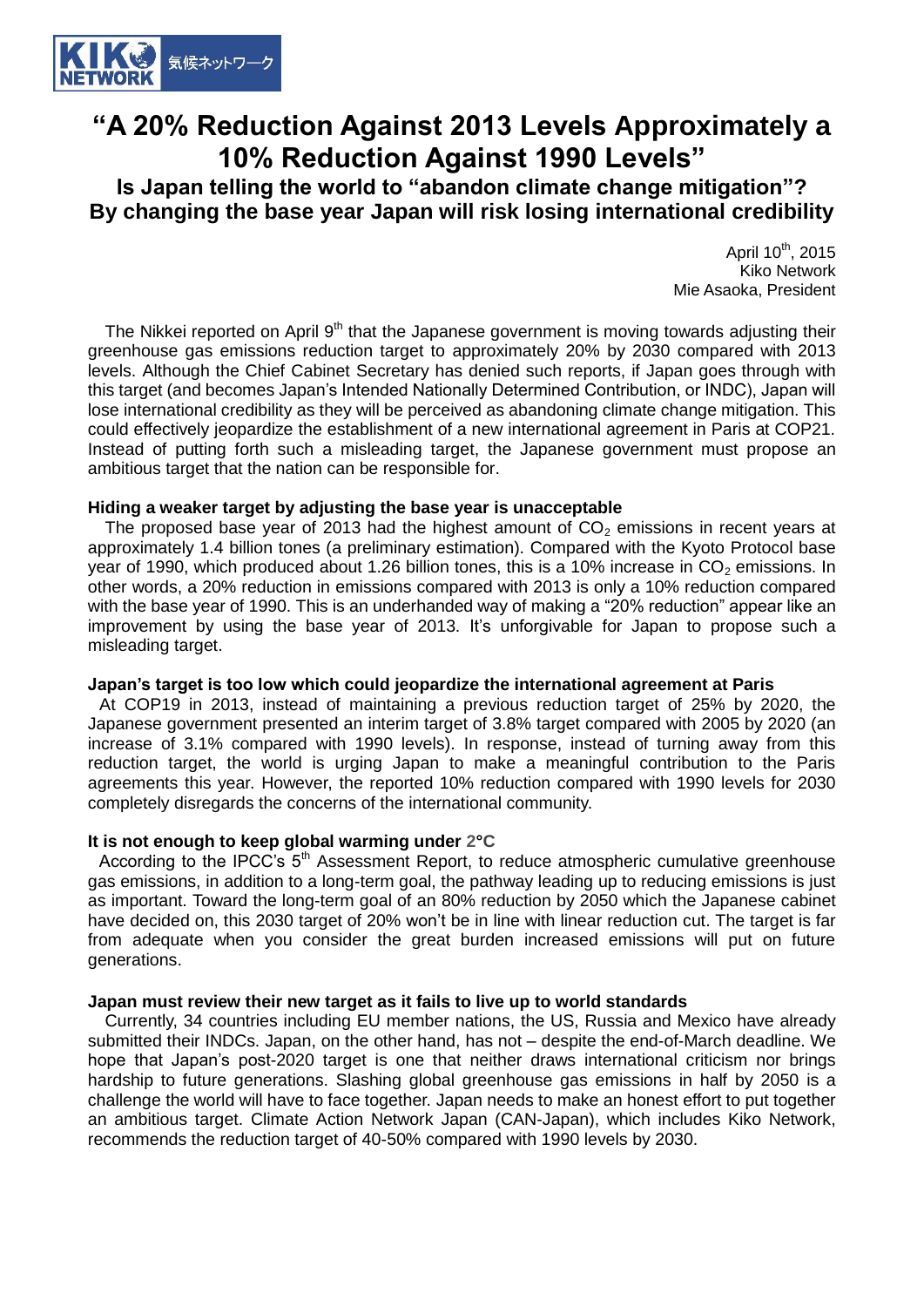# "A 20% Reduction Against 2013 Levels Approximately a 10% Reduction Against 1990 Levels"

## Is Japan telling the world to "abandon climate change mitigation"? By changing the base year Japan will risk losing international credibility

April 10th, 2015
Kiko Network
Mie Asaoka, President

The Nikkei reported on April 9th that the Japanese government is moving towards adjusting their greenhouse gas emissions reduction target to approximately 20% by 2030 compared with 2013 levels. Although the Chief Cabinet Secretary has denied such reports, if Japan goes through with this target (and becomes Japan's Intended Nationally Determined Contribution, or INDC), Japan will lose international credibility as they will be perceived as abandoning climate change mitigation. This could effectively jeopardize the establishment of a new international agreement in Paris at COP21. Instead of putting forth such a misleading target, the Japanese government must propose an ambitious target that the nation can be responsible for.

**Hiding a weaker target by adjusting the base year is unacceptable**

The proposed base year of 2013 had the highest amount of $CO_2$ emissions in recent years at approximately 1.4 billion tones (a preliminary estimation). Compared with the Kyoto Protocol base year of 1990, which produced about 1.26 billion tones, this is a 10% increase in $CO_2$ emissions. In other words, a 20% reduction in emissions compared with 2013 is only a 10% reduction compared with the base year of 1990. This is an underhanded way of making a "20% reduction" appear like an improvement by using the base year of 2013. It's unforgivable for Japan to propose such a misleading target.

**Japan's target is too low which could jeopardize the international agreement at Paris**

At COP19 in 2013, instead of maintaining a previous reduction target of 25% by 2020, the Japanese government presented an interim target of 3.8% target compared with 2005 by 2020 (an increase of 3.1% compared with 1990 levels). In response, instead of turning away from this reduction target, the world is urging Japan to make a meaningful contribution to the Paris agreements this year. However, the reported 10% reduction compared with 1990 levels for 2030 completely disregards the concerns of the international community.

**It is not enough to keep global warming under 2°C**

According to the IPCC's 5th Assessment Report, to reduce atmospheric cumulative greenhouse gas emissions, in addition to a long-term goal, the pathway leading up to reducing emissions is just as important. Toward the long-term goal of an 80% reduction by 2050 which the Japanese cabinet have decided on, this 2030 target of 20% won't be in line with linear reduction cut. The target is far from adequate when you consider the great burden increased emissions will put on future generations.

**Japan must review their new target as it fails to live up to world standards**

Currently, 34 countries including EU member nations, the US, Russia and Mexico have already submitted their INDCs. Japan, on the other hand, has not – despite the end-of-March deadline. We hope that Japan's post-2020 target is one that neither draws international criticism nor brings hardship to future generations. Slashing global greenhouse gas emissions in half by 2050 is a challenge the world will have to face together. Japan needs to make an honest effort to put together an ambitious target. Climate Action Network Japan (CAN-Japan), which includes Kiko Network, recommends the reduction target of 40-50% compared with 1990 levels by 2030.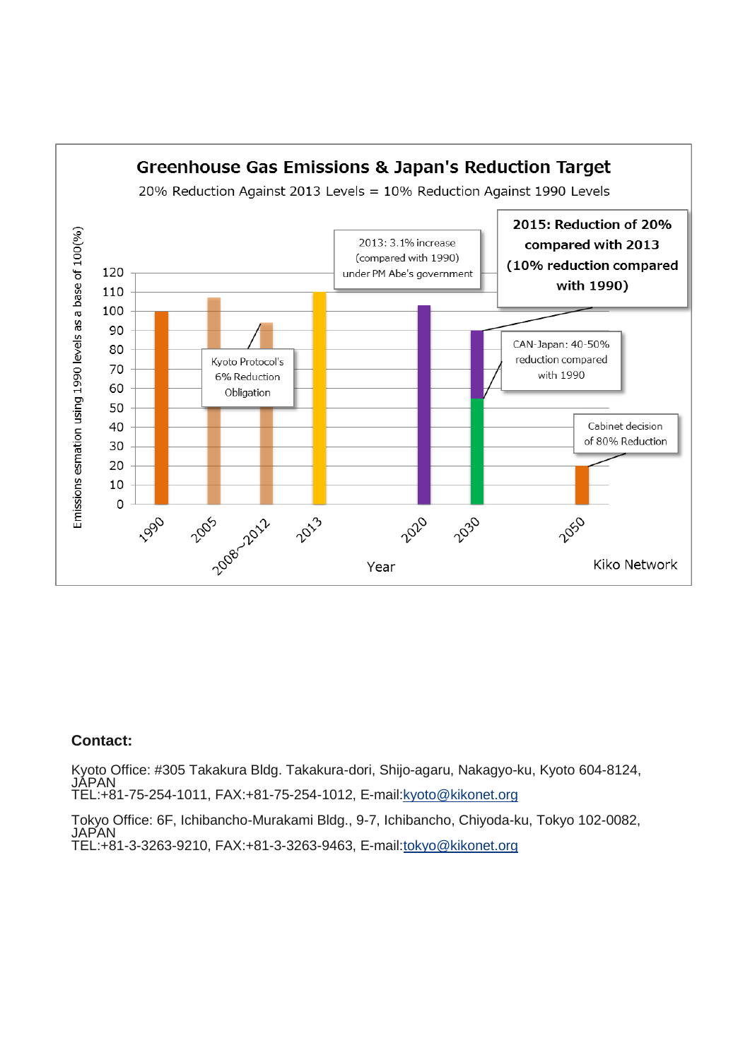**Greenhouse Gas Emissions & Japan's Reduction Target**

20% Reduction Against 2013 Levels = 10% Reduction Against 1990 Levels

Emissions esmation using 1990 levels as a base of 100(%)

- 2013: 3.1% increase (compared with 1990) under PM Abe's government
- **2015: Reduction of 20% compared with 2013 (10% reduction compared with 1990)**
- Kyoto Protocol's 6% Reduction Obligation
- CAN-Japan: 40-50% reduction compared with 1990
- Cabinet decision of 80% Reduction

Year: 1990, 2005, 2008~2012, 2013, 2020, 2030, 2050

Kiko Network

**Contact:**

Kyoto Office: #305 Takakura Bldg. Takakura-dori, Shijo-agaru, Nakagyo-ku, Kyoto 604-8124, JAPAN
TEL:+81-75-254-1011, FAX:+81-75-254-1012, E-mail:kyoto@kikonet.org

Tokyo Office: 6F, Ichibancho-Murakami Bldg., 9-7, Ichibancho, Chiyoda-ku, Tokyo 102-0082, JAPAN
TEL:+81-3-3263-9210, FAX:+81-3-3263-9463, E-mail:tokyo@kikonet.org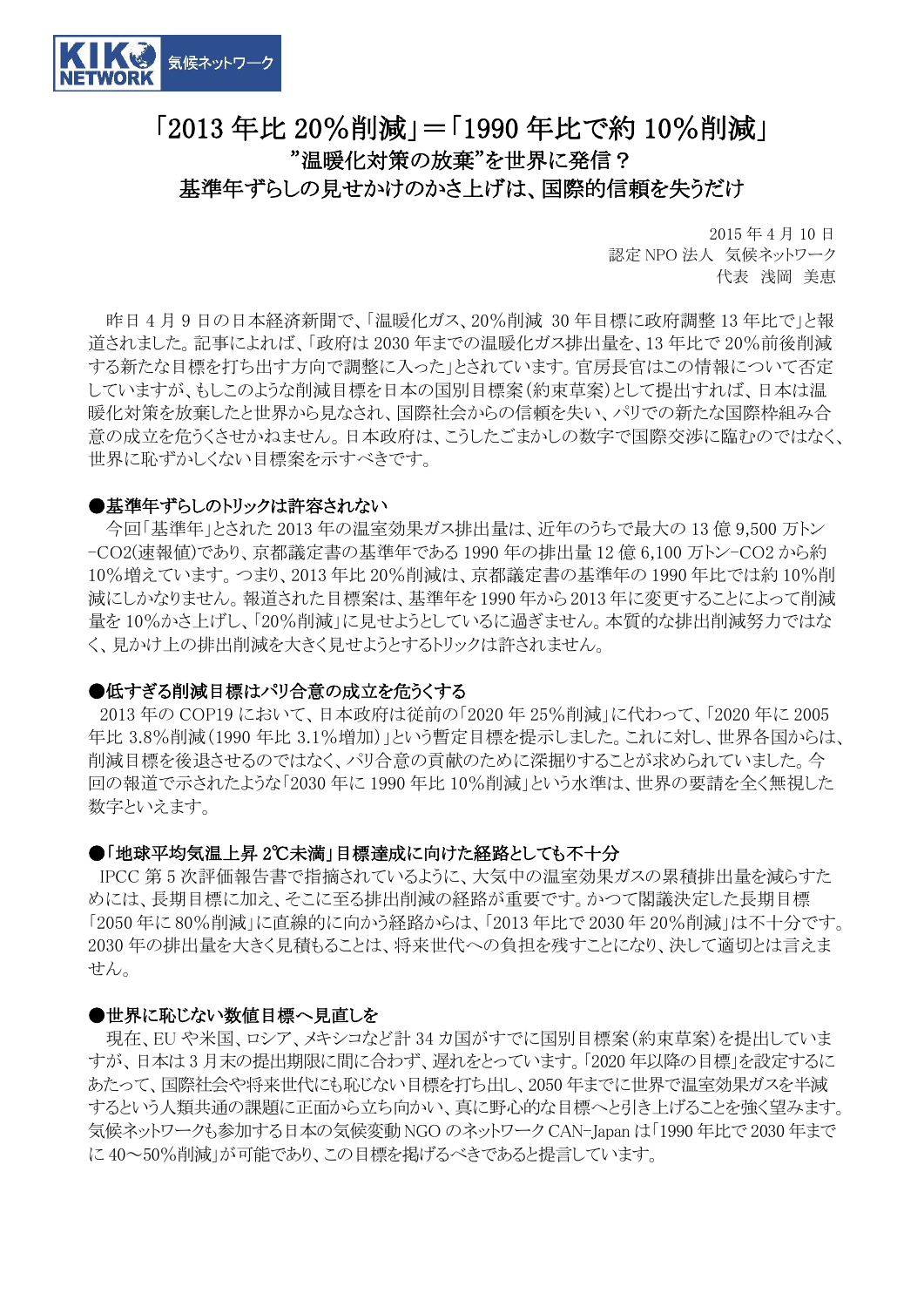KIKO NETWORK 気候ネットワーク

# 「2013 年比 20%削減」＝「1990 年比で約 10%削減」

## ”温暖化対策の放棄”を世界に発信？
## 基準年ずらしの見せかけのかさ上げは、国際的信頼を失うだけ

2015 年 4 月 10 日
認定 NPO 法人　気候ネットワーク
代表　浅岡　美恵

昨日 4 月 9 日の日本経済新聞で、「温暖化ガス、20%削減 30 年目標に政府調整 13 年比で」と報道されました。記事によれば、「政府は 2030 年までの温暖化ガス排出量を、13 年比で 20%前後削減する新たな目標を打ち出す方向で調整に入った」とされています。官房長官はこの情報について否定していますが、もしこのような削減目標を日本の国別目標案（約束草案）として提出すれば、日本は温暖化対策を放棄したと世界から見なされ、国際社会からの信頼を失い、パリでの新たな国際枠組み合意の成立を危うくさせかねません。日本政府は、こうしたごまかしの数字で国際交渉に臨むのではなく、世界に恥ずかしくない目標案を示すべきです。

### ●基準年ずらしのトリックは許容されない

今回「基準年」とされた 2013 年の温室効果ガス排出量は、近年のうちで最大の 13 億 9,500 万トン-CO2(速報値)であり、京都議定書の基準年である 1990 年の排出量 12 億 6,100 万トン-CO2 から約 10%増えています。つまり、2013 年比 20%削減は、京都議定書の基準年の 1990 年比では約 10%削減にしかなりません。報道された目標案は、基準年を 1990 年から 2013 年に変更することによって削減量を 10%かさ上げし、「20%削減」に見せようとしているに過ぎません。本質的な排出削減努力ではなく、見かけ上の排出削減を大きく見せようとするトリックは許されません。

### ●低すぎる削減目標はパリ合意の成立を危うくする

2013 年の COP19 において、日本政府は従前の「2020 年 25%削減」に代わって、「2020 年に 2005 年比 3.8%削減（1990 年比 3.1%増加）」という暫定目標を提示しました。これに対し、世界各国からは、削減目標を後退させるのではなく、パリ合意の貢献のために深掘りすることが求められていました。今回の報道で示されたような「2030 年に 1990 年比 10%削減」という水準は、世界の要請を全く無視した数字といえます。

### ●「地球平均気温上昇 2℃未満」目標達成に向けた経路としても不十分

IPCC 第 5 次評価報告書で指摘されているように、大気中の温室効果ガスの累積排出量を減らすためには、長期目標に加え、そこに至る排出削減の経路が重要です。かつて閣議決定した長期目標「2050 年に 80%削減」に直線的に向かう経路からは、「2013 年比で 2030 年 20%削減」は不十分です。2030 年の排出量を大きく見積もることは、将来世代への負担を残すことになり、決して適切とは言えません。

### ●世界に恥じない数値目標へ見直しを

現在、EU や米国、ロシア、メキシコなど計 34 カ国がすでに国別目標案（約束草案）を提出していますが、日本は 3 月末の提出期限に間に合わず、遅れをとっています。「2020 年以降の目標」を設定するにあたって、国際社会や将来世代にも恥じない目標を打ち出し、2050 年までに世界で温室効果ガスを半減するという人類共通の課題に正面から立ち向かい、真に野心的な目標へと引き上げることを強く望みます。気候ネットワークも参加する日本の気候変動 NGO のネットワーク CAN-Japan は「1990 年比で 2030 年までに 40～50%削減」が可能であり、この目標を掲げるべきであると提言しています。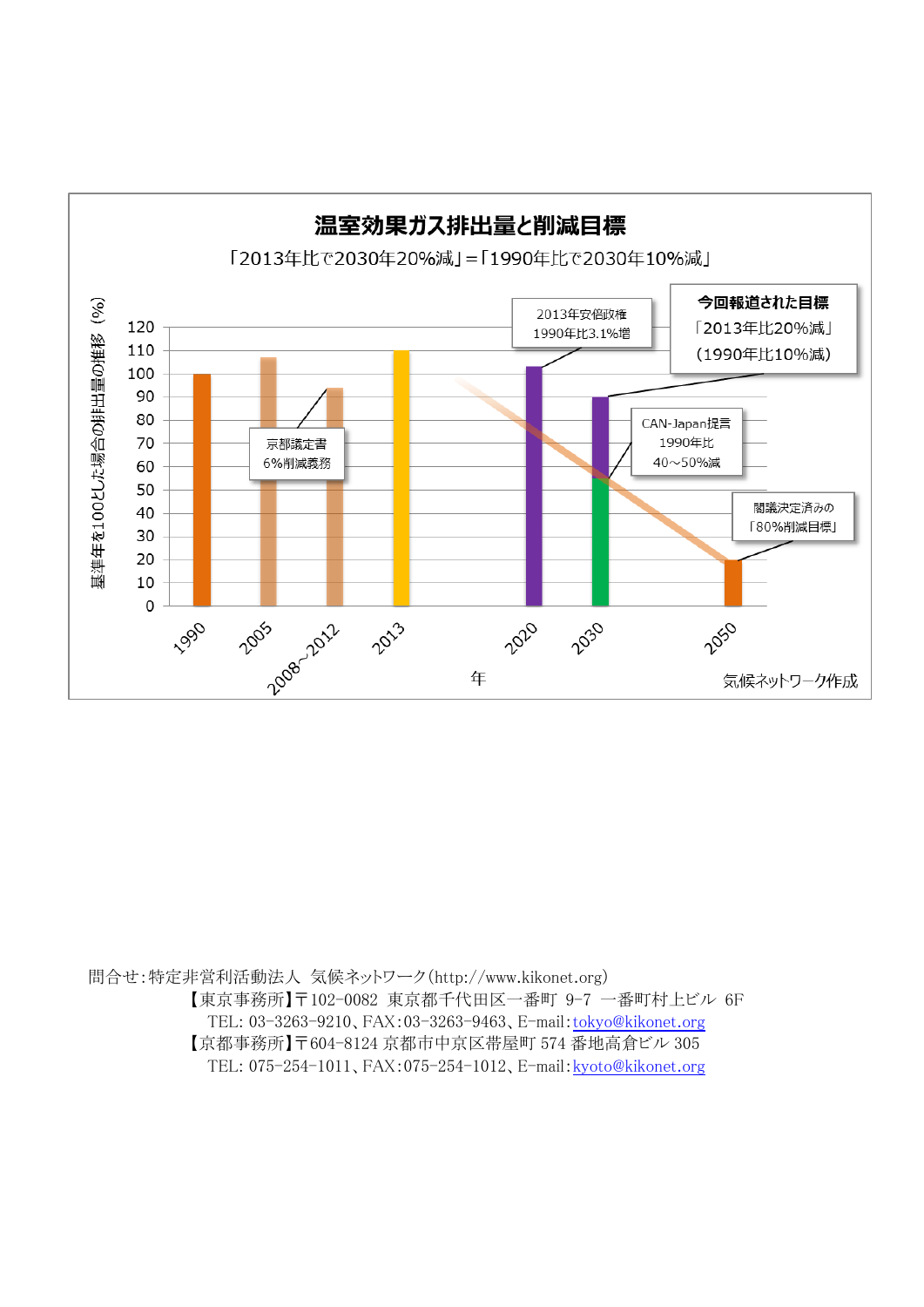**温室効果ガス排出量と削減目標**

「2013年比で2030年20%減」=「1990年比で2030年10%減」

基準年を100とした場合の排出量の推移（%）

120
110
100
90
80
70
60
50
40
30
20
10
0

1990
2005
2008~2012
2013
2020
2030
2050

年

京都議定書
6%削減義務

2013年安倍政権
1990年比3.1%増

**今回報道された目標**
「2013年比20%減」
（1990年比10%減）

CAN-Japan提言
1990年比
40~50%減

閣議決定済みの
「80%削減目標」

気候ネットワーク作成

問合せ:特定非営利活動法人　気候ネットワーク(http://www.kikonet.org)

【東京事務所】〒102-0082　東京都千代田区一番町　9-7　一番町村上ビル　6F
TEL: 03-3263-9210、FAX:03-3263-9463、E-mail:tokyo@kikonet.org

【京都事務所】〒604-8124 京都市中京区帯屋町 574 番地高倉ビル 305
TEL: 075-254-1011、FAX:075-254-1012、E-mail:kyoto@kikonet.org